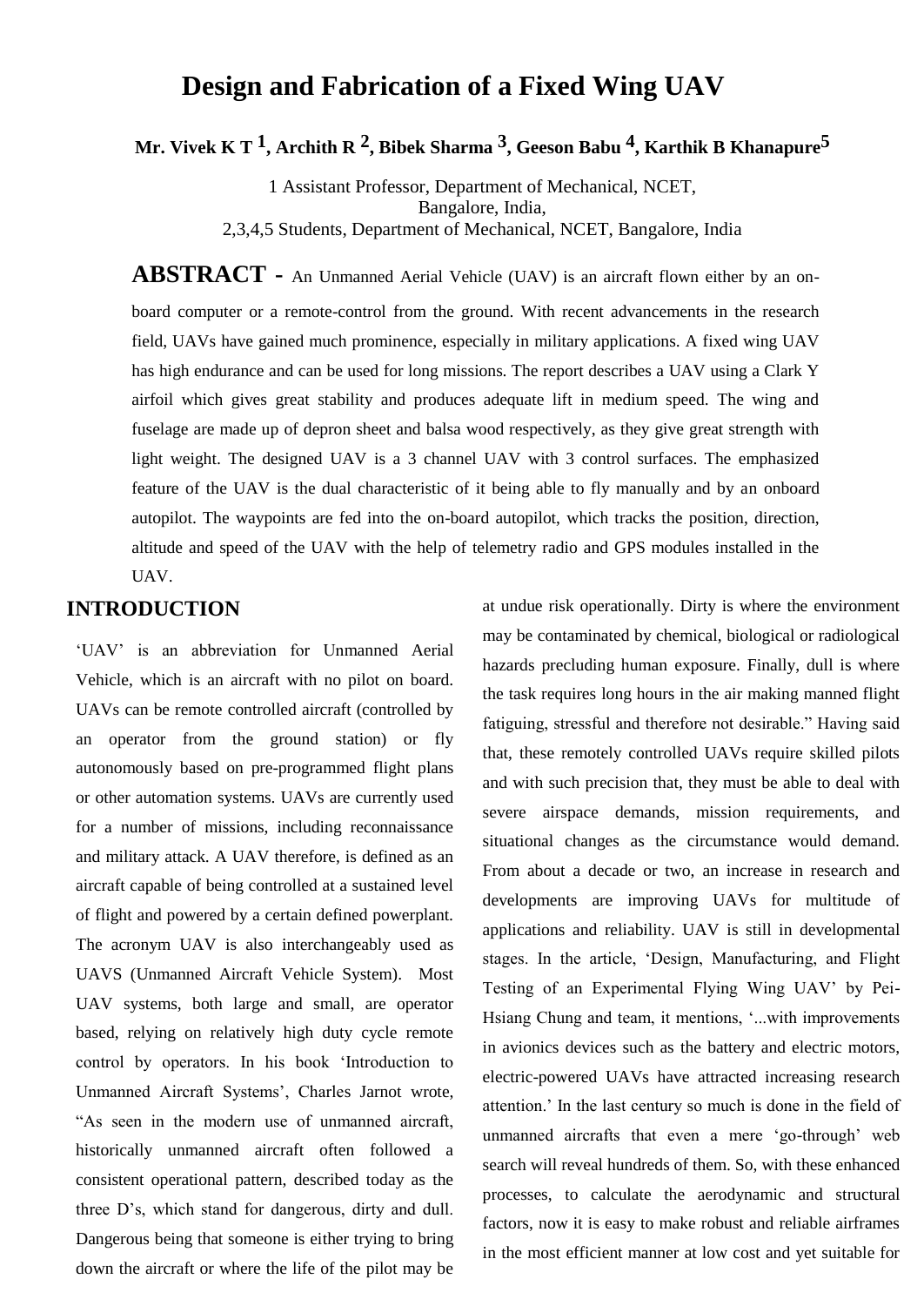# Design and Fabrication of a Fixed Wing UAV

**Mr. Vivek K T [1], Archith R [2], Bibek Sharma [3], Geeson Babu [4], Karthik B Khanapure[5]**

1 Assistant Professor, Department of Mechanical, NCET, Bangalore, India,
2,3,4,5 Students, Department of Mechanical, NCET, Bangalore, India

**ABSTRACT -** An Unmanned Aerial Vehicle (UAV) is an aircraft flown either by an on-board computer or a remote-control from the ground. With recent advancements in the research field, UAVs have gained much prominence, especially in military applications. A fixed wing UAV has high endurance and can be used for long missions. The report describes a UAV using a Clark Y airfoil which gives great stability and produces adequate lift in medium speed. The wing and fuselage are made up of depron sheet and balsa wood respectively, as they give great strength with light weight. The designed UAV is a 3 channel UAV with 3 control surfaces. The emphasized feature of the UAV is the dual characteristic of it being able to fly manually and by an onboard autopilot. The waypoints are fed into the on-board autopilot, which tracks the position, direction, altitude and speed of the UAV with the help of telemetry radio and GPS modules installed in the UAV.

## INTRODUCTION

'UAV' is an abbreviation for Unmanned Aerial Vehicle, which is an aircraft with no pilot on board. UAVs can be remote controlled aircraft (controlled by an operator from the ground station) or fly autonomously based on pre-programmed flight plans or other automation systems. UAVs are currently used for a number of missions, including reconnaissance and military attack. A UAV therefore, is defined as an aircraft capable of being controlled at a sustained level of flight and powered by a certain defined powerplant. The acronym UAV is also interchangeably used as UAVS (Unmanned Aircraft Vehicle System). Most UAV systems, both large and small, are operator based, relying on relatively high duty cycle remote control by operators. In his book 'Introduction to Unmanned Aircraft Systems', Charles Jarnot wrote, "As seen in the modern use of unmanned aircraft, historically unmanned aircraft often followed a consistent operational pattern, described today as the three D's, which stand for dangerous, dirty and dull. Dangerous being that someone is either trying to bring down the aircraft or where the life of the pilot may be at undue risk operationally. Dirty is where the environment may be contaminated by chemical, biological or radiological hazards precluding human exposure. Finally, dull is where the task requires long hours in the air making manned flight fatiguing, stressful and therefore not desirable." Having said that, these remotely controlled UAVs require skilled pilots and with such precision that, they must be able to deal with severe airspace demands, mission requirements, and situational changes as the circumstance would demand. From about a decade or two, an increase in research and developments are improving UAVs for multitude of applications and reliability. UAV is still in developmental stages. In the article, 'Design, Manufacturing, and Flight Testing of an Experimental Flying Wing UAV' by Pei-Hsiang Chung and team, it mentions, '...with improvements in avionics devices such as the battery and electric motors, electric-powered UAVs have attracted increasing research attention.' In the last century so much is done in the field of unmanned aircrafts that even a mere 'go-through' web search will reveal hundreds of them. So, with these enhanced processes, to calculate the aerodynamic and structural factors, now it is easy to make robust and reliable airframes in the most efficient manner at low cost and yet suitable for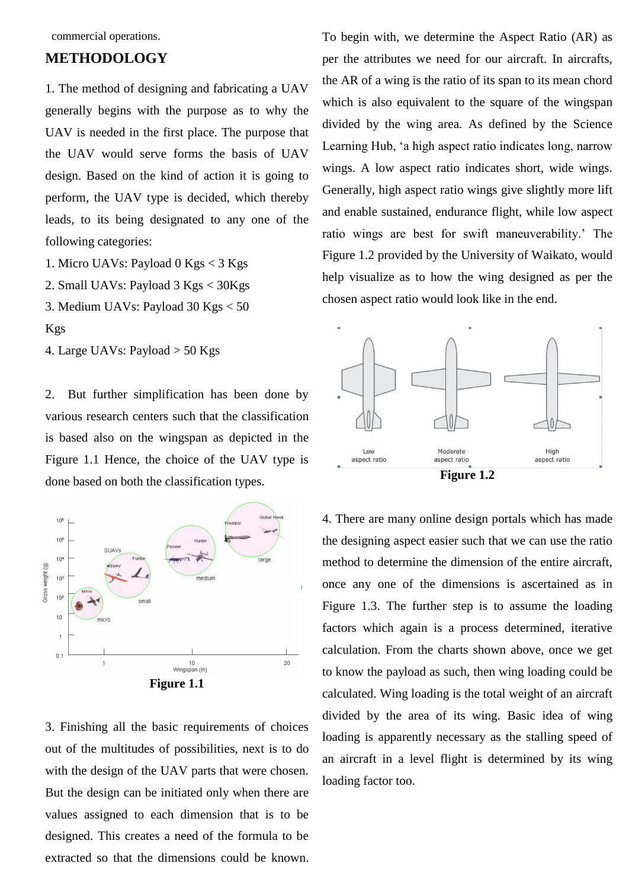commercial operations.

## METHODOLOGY

1. The method of designing and fabricating a UAV generally begins with the purpose as to why the UAV is needed in the first place. The purpose that the UAV would serve forms the basis of UAV design. Based on the kind of action it is going to perform, the UAV type is decided, which thereby leads, to its being designated to any one of the following categories:

1. Micro UAVs: Payload 0 Kgs < 3 Kgs
2. Small UAVs: Payload 3 Kgs < 30Kgs
3. Medium UAVs: Payload 30 Kgs < 50 Kgs
4. Large UAVs: Payload > 50 Kgs

2. But further simplification has been done by various research centers such that the classification is based also on the wingspan as depicted in the Figure 1.1 Hence, the choice of the UAV type is done based on both the classification types.

**Figure 1.1**

3. Finishing all the basic requirements of choices out of the multitudes of possibilities, next is to do with the design of the UAV parts that were chosen. But the design can be initiated only when there are values assigned to each dimension that is to be designed. This creates a need of the formula to be extracted so that the dimensions could be known. To begin with, we determine the Aspect Ratio (AR) as per the attributes we need for our aircraft. In aircrafts, the AR of a wing is the ratio of its span to its mean chord which is also equivalent to the square of the wingspan divided by the wing area. As defined by the Science Learning Hub, 'a high aspect ratio indicates long, narrow wings. A low aspect ratio indicates short, wide wings. Generally, high aspect ratio wings give slightly more lift and enable sustained, endurance flight, while low aspect ratio wings are best for swift maneuverability.' The Figure 1.2 provided by the University of Waikato, would help visualize as to how the wing designed as per the chosen aspect ratio would look like in the end.

**Figure 1.2**

4. There are many online design portals which has made the designing aspect easier such that we can use the ratio method to determine the dimension of the entire aircraft, once any one of the dimensions is ascertained as in Figure 1.3. The further step is to assume the loading factors which again is a process determined, iterative calculation. From the charts shown above, once we get to know the payload as such, then wing loading could be calculated. Wing loading is the total weight of an aircraft divided by the area of its wing. Basic idea of wing loading is apparently necessary as the stalling speed of an aircraft in a level flight is determined by its wing loading factor too.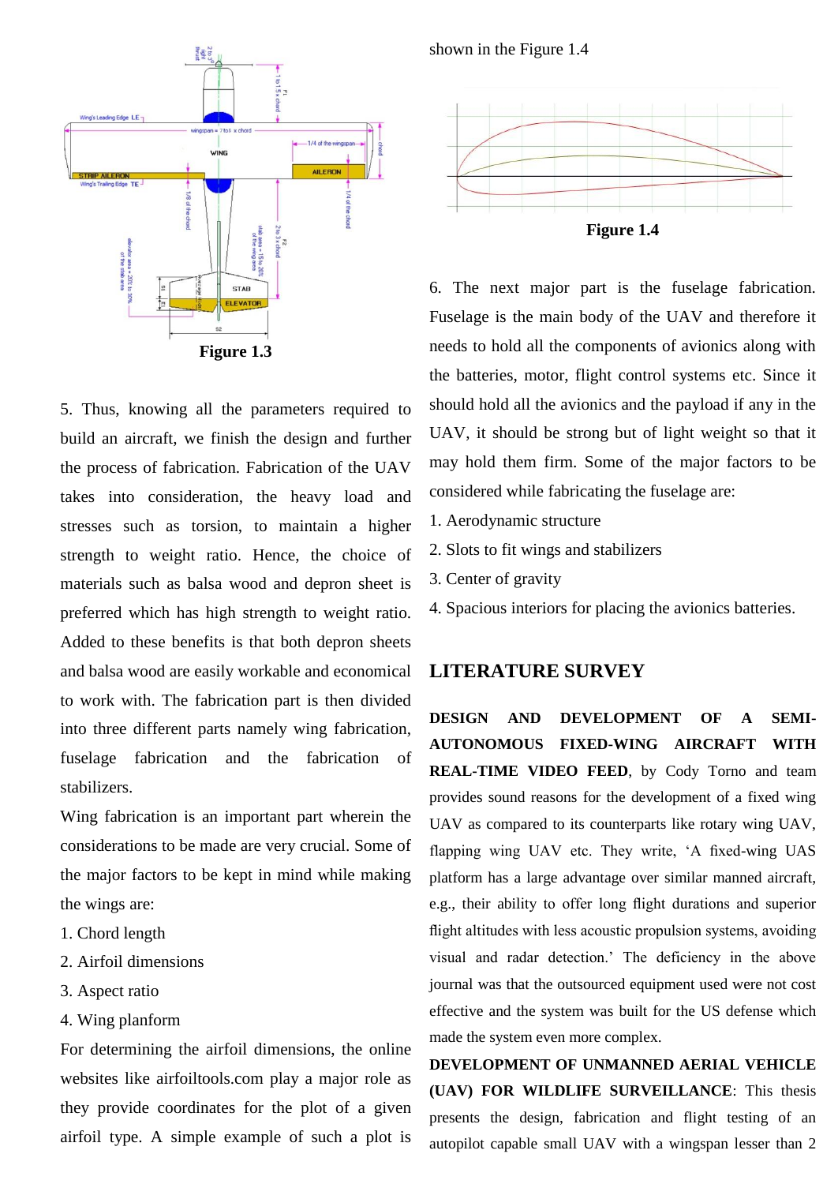Figure 1.3

5. Thus, knowing all the parameters required to build an aircraft, we finish the design and further the process of fabrication. Fabrication of the UAV takes into consideration, the heavy load and stresses such as torsion, to maintain a higher strength to weight ratio. Hence, the choice of materials such as balsa wood and depron sheet is preferred which has high strength to weight ratio. Added to these benefits is that both depron sheets and balsa wood are easily workable and economical to work with. The fabrication part is then divided into three different parts namely wing fabrication, fuselage fabrication and the fabrication of stabilizers.

Wing fabrication is an important part wherein the considerations to be made are very crucial. Some of the major factors to be kept in mind while making the wings are:

1. Chord length
2. Airfoil dimensions
3. Aspect ratio
4. Wing planform

For determining the airfoil dimensions, the online websites like airfoiltools.com play a major role as they provide coordinates for the plot of a given airfoil type. A simple example of such a plot is shown in the Figure 1.4

Figure 1.4

6. The next major part is the fuselage fabrication. Fuselage is the main body of the UAV and therefore it needs to hold all the components of avionics along with the batteries, motor, flight control systems etc. Since it should hold all the avionics and the payload if any in the UAV, it should be strong but of light weight so that it may hold them firm. Some of the major factors to be considered while fabricating the fuselage are:

1. Aerodynamic structure
2. Slots to fit wings and stabilizers
3. Center of gravity
4. Spacious interiors for placing the avionics batteries.

## LITERATURE SURVEY

**DESIGN AND DEVELOPMENT OF A SEMI-AUTONOMOUS FIXED-WING AIRCRAFT WITH REAL-TIME VIDEO FEED**, by Cody Torno and team provides sound reasons for the development of a fixed wing UAV as compared to its counterparts like rotary wing UAV, flapping wing UAV etc. They write, 'A fixed-wing UAS platform has a large advantage over similar manned aircraft, e.g., their ability to offer long flight durations and superior flight altitudes with less acoustic propulsion systems, avoiding visual and radar detection.' The deficiency in the above journal was that the outsourced equipment used were not cost effective and the system was built for the US defense which made the system even more complex.

**DEVELOPMENT OF UNMANNED AERIAL VEHICLE (UAV) FOR WILDLIFE SURVEILLANCE**: This thesis presents the design, fabrication and flight testing of an autopilot capable small UAV with a wingspan lesser than 2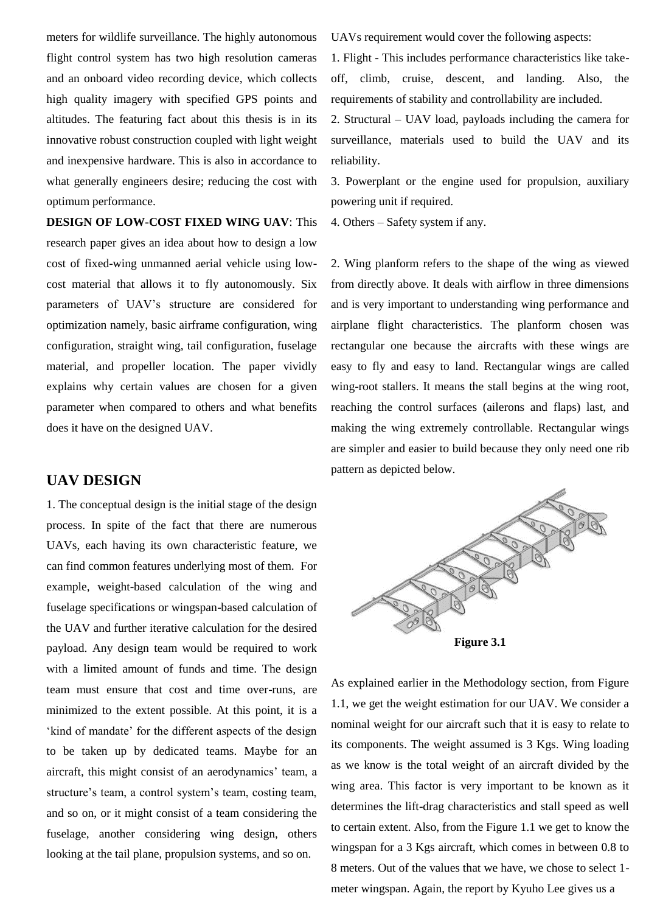meters for wildlife surveillance. The highly autonomous flight control system has two high resolution cameras and an onboard video recording device, which collects high quality imagery with specified GPS points and altitudes. The featuring fact about this thesis is in its innovative robust construction coupled with light weight and inexpensive hardware. This is also in accordance to what generally engineers desire; reducing the cost with optimum performance.

**DESIGN OF LOW-COST FIXED WING UAV**: This research paper gives an idea about how to design a low cost of fixed-wing unmanned aerial vehicle using low-cost material that allows it to fly autonomously. Six parameters of UAV's structure are considered for optimization namely, basic airframe configuration, wing configuration, straight wing, tail configuration, fuselage material, and propeller location. The paper vividly explains why certain values are chosen for a given parameter when compared to others and what benefits does it have on the designed UAV.

## UAV DESIGN

1. The conceptual design is the initial stage of the design process. In spite of the fact that there are numerous UAVs, each having its own characteristic feature, we can find common features underlying most of them. For example, weight-based calculation of the wing and fuselage specifications or wingspan-based calculation of the UAV and further iterative calculation for the desired payload. Any design team would be required to work with a limited amount of funds and time. The design team must ensure that cost and time over-runs, are minimized to the extent possible. At this point, it is a 'kind of mandate' for the different aspects of the design to be taken up by dedicated teams. Maybe for an aircraft, this might consist of an aerodynamics' team, a structure's team, a control system's team, costing team, and so on, or it might consist of a team considering the fuselage, another considering wing design, others looking at the tail plane, propulsion systems, and so on.

UAVs requirement would cover the following aspects:

1. Flight - This includes performance characteristics like take-off, climb, cruise, descent, and landing. Also, the requirements of stability and controllability are included.
2. Structural – UAV load, payloads including the camera for surveillance, materials used to build the UAV and its reliability.
3. Powerplant or the engine used for propulsion, auxiliary powering unit if required.
4. Others – Safety system if any.

2. Wing planform refers to the shape of the wing as viewed from directly above. It deals with airflow in three dimensions and is very important to understanding wing performance and airplane flight characteristics. The planform chosen was rectangular one because the aircrafts with these wings are easy to fly and easy to land. Rectangular wings are called wing-root stallers. It means the stall begins at the wing root, reaching the control surfaces (ailerons and flaps) last, and making the wing extremely controllable. Rectangular wings are simpler and easier to build because they only need one rib pattern as depicted below.

**Figure 3.1**

As explained earlier in the Methodology section, from Figure 1.1, we get the weight estimation for our UAV. We consider a nominal weight for our aircraft such that it is easy to relate to its components. The weight assumed is 3 Kgs. Wing loading as we know is the total weight of an aircraft divided by the wing area. This factor is very important to be known as it determines the lift-drag characteristics and stall speed as well to certain extent. Also, from the Figure 1.1 we get to know the wingspan for a 3 Kgs aircraft, which comes in between 0.8 to 8 meters. Out of the values that we have, we chose to select 1-meter wingspan. Again, the report by Kyuho Lee gives us a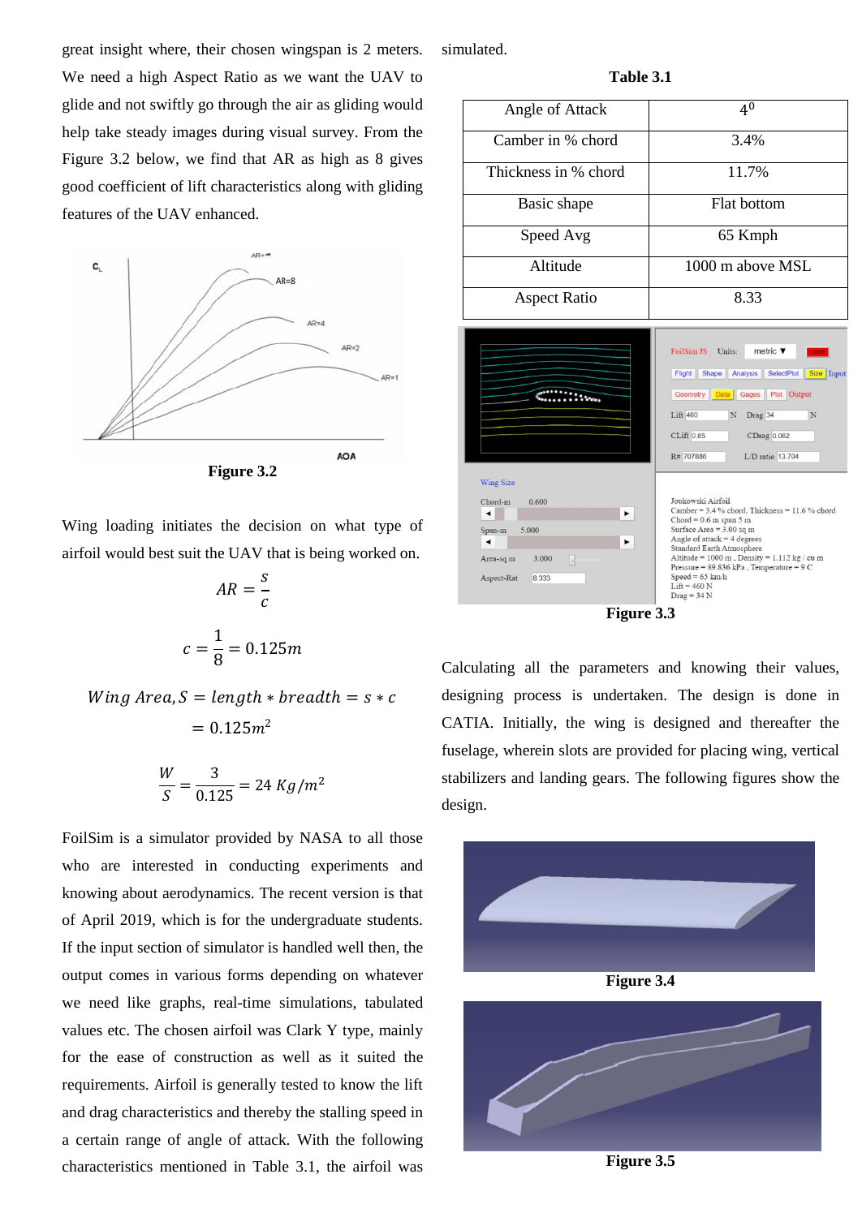great insight where, their chosen wingspan is 2 meters. We need a high Aspect Ratio as we want the UAV to glide and not swiftly go through the air as gliding would help take steady images during visual survey. From the Figure 3.2 below, we find that AR as high as 8 gives good coefficient of lift characteristics along with gliding features of the UAV enhanced.

**Figure 3.2**

Wing loading initiates the decision on what type of airfoil would best suit the UAV that is being worked on.

$$AR = \frac{s}{c}$$

$$c = \frac{1}{8} = 0.125m$$

$$Wing\ Area, S = length * breadth = s * c$$
$$= 0.125m^2$$

$$\frac{W}{S} = \frac{3}{0.125} = 24\ Kg/m^2$$

FoilSim is a simulator provided by NASA to all those who are interested in conducting experiments and knowing about aerodynamics. The recent version is that of April 2019, which is for the undergraduate students. If the input section of simulator is handled well then, the output comes in various forms depending on whatever we need like graphs, real-time simulations, tabulated values etc. The chosen airfoil was Clark Y type, mainly for the ease of construction as well as it suited the requirements. Airfoil is generally tested to know the lift and drag characteristics and thereby the stalling speed in a certain range of angle of attack. With the following characteristics mentioned in Table 3.1, the airfoil was simulated.

**Table 3.1**

| Angle of Attack | $4^0$ |
|---|---|
| Camber in % chord | 3.4% |
| Thickness in % chord | 11.7% |
| Basic shape | Flat bottom |
| Speed Avg | 65 Kmph |
| Altitude | 1000 m above MSL |
| Aspect Ratio | 8.33 |

**Figure 3.3**

Calculating all the parameters and knowing their values, designing process is undertaken. The design is done in CATIA. Initially, the wing is designed and thereafter the fuselage, wherein slots are provided for placing wing, vertical stabilizers and landing gears. The following figures show the design.

**Figure 3.4**

**Figure 3.5**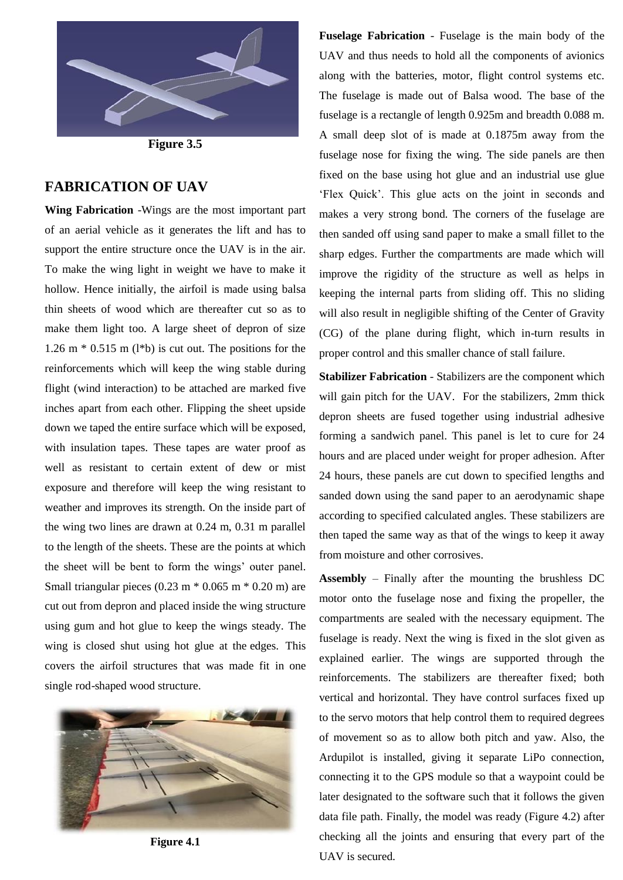Figure 3.5

## FABRICATION OF UAV

**Wing Fabrication** -Wings are the most important part of an aerial vehicle as it generates the lift and has to support the entire structure once the UAV is in the air. To make the wing light in weight we have to make it hollow. Hence initially, the airfoil is made using balsa thin sheets of wood which are thereafter cut so as to make them light too. A large sheet of depron of size 1.26 m * 0.515 m (l*b) is cut out. The positions for the reinforcements which will keep the wing stable during flight (wind interaction) to be attached are marked five inches apart from each other. Flipping the sheet upside down we taped the entire surface which will be exposed, with insulation tapes. These tapes are water proof as well as resistant to certain extent of dew or mist exposure and therefore will keep the wing resistant to weather and improves its strength. On the inside part of the wing two lines are drawn at 0.24 m, 0.31 m parallel to the length of the sheets. These are the points at which the sheet will be bent to form the wings' outer panel. Small triangular pieces (0.23 m * 0.065 m * 0.20 m) are cut out from depron and placed inside the wing structure using gum and hot glue to keep the wings steady. The wing is closed shut using hot glue at the edges. This covers the airfoil structures that was made fit in one single rod-shaped wood structure.

Figure 4.1

**Fuselage Fabrication** - Fuselage is the main body of the UAV and thus needs to hold all the components of avionics along with the batteries, motor, flight control systems etc. The fuselage is made out of Balsa wood. The base of the fuselage is a rectangle of length 0.925m and breadth 0.088 m. A small deep slot of is made at 0.1875m away from the fuselage nose for fixing the wing. The side panels are then fixed on the base using hot glue and an industrial use glue 'Flex Quick'. This glue acts on the joint in seconds and makes a very strong bond. The corners of the fuselage are then sanded off using sand paper to make a small fillet to the sharp edges. Further the compartments are made which will improve the rigidity of the structure as well as helps in keeping the internal parts from sliding off. This no sliding will also result in negligible shifting of the Center of Gravity (CG) of the plane during flight, which in-turn results in proper control and this smaller chance of stall failure.

**Stabilizer Fabrication** - Stabilizers are the component which will gain pitch for the UAV. For the stabilizers, 2mm thick depron sheets are fused together using industrial adhesive forming a sandwich panel. This panel is let to cure for 24 hours and are placed under weight for proper adhesion. After 24 hours, these panels are cut down to specified lengths and sanded down using the sand paper to an aerodynamic shape according to specified calculated angles. These stabilizers are then taped the same way as that of the wings to keep it away from moisture and other corrosives.

**Assembly** – Finally after the mounting the brushless DC motor onto the fuselage nose and fixing the propeller, the compartments are sealed with the necessary equipment. The fuselage is ready. Next the wing is fixed in the slot given as explained earlier. The wings are supported through the reinforcements. The stabilizers are thereafter fixed; both vertical and horizontal. They have control surfaces fixed up to the servo motors that help control them to required degrees of movement so as to allow both pitch and yaw. Also, the Ardupilot is installed, giving it separate LiPo connection, connecting it to the GPS module so that a waypoint could be later designated to the software such that it follows the given data file path. Finally, the model was ready (Figure 4.2) after checking all the joints and ensuring that every part of the UAV is secured.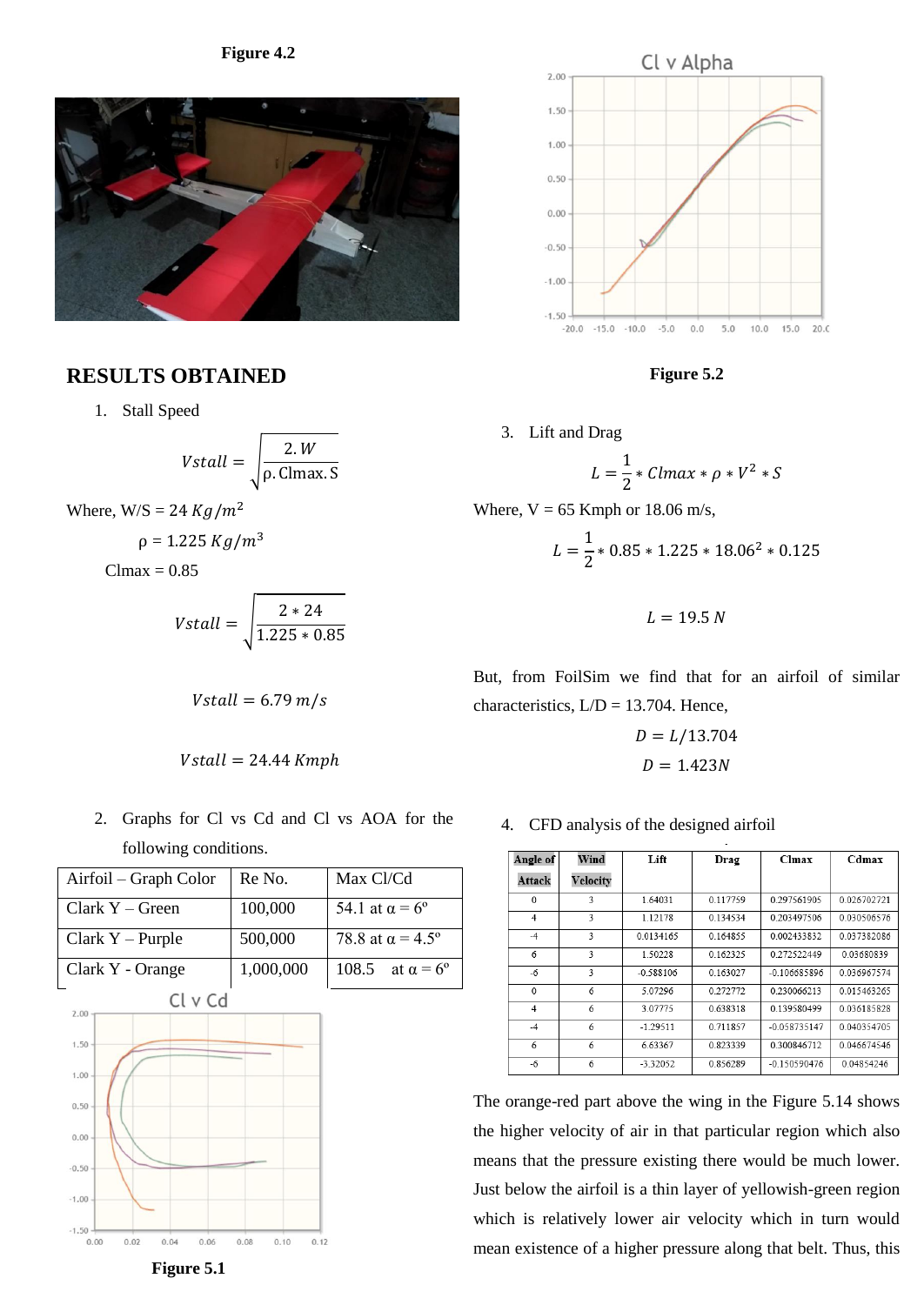Figure 4.2

## RESULTS OBTAINED

1. Stall Speed

$$Vstall = \sqrt{\frac{2.W}{\rho.\text{Clmax}.S}}$$

Where, W/S = 24 $Kg/m^2$

ρ = 1.225 $Kg/m^3$

Clmax = 0.85

$$Vstall = \sqrt{\frac{2 * 24}{1.225 * 0.85}}$$

$$Vstall = 6.79\ m/s$$

$$Vstall = 24.44\ Kmph$$

2. Graphs for Cl vs Cd and Cl vs AOA for the following conditions.

| Airfoil – Graph Color | Re No. | Max Cl/Cd |
|---|---|---|
| Clark Y – Green | 100,000 | 54.1 at α = 6º |
| Clark Y – Purple | 500,000 | 78.8 at α = 4.5º |
| Clark Y - Orange | 1,000,000 | 108.5 at α = 6º |

Figure 5.1

Figure 5.2

3. Lift and Drag

$$L = \frac{1}{2} * Clmax * \rho * V^2 * S$$

Where, V = 65 Kmph or 18.06 m/s,

$$L = \frac{1}{2} * 0.85 * 1.225 * 18.06^2 * 0.125$$

$$L = 19.5\ N$$

But, from FoilSim we find that for an airfoil of similar characteristics, L/D = 13.704. Hence,

$$D = L/13.704$$

$$D = 1.423N$$

4. CFD analysis of the designed airfoil

| Angle of Attack | Wind Velocity | Lift | Drag | Clmax | Cdmax |
|---|---|---|---|---|---|
| 0 | 3 | 1.64031 | 0.117759 | 0.297561905 | 0.026702721 |
| 4 | 3 | 1.12178 | 0.134534 | 0.203497506 | 0.030506576 |
| -4 | 3 | 0.0134165 | 0.164855 | 0.002433832 | 0.037382086 |
| 6 | 3 | 1.50228 | 0.162325 | 0.272522449 | 0.03680839 |
| -6 | 3 | -0.588106 | 0.163027 | -0.106685896 | 0.036967574 |
| 0 | 6 | 5.07296 | 0.272772 | 0.230066213 | 0.015463265 |
| 4 | 6 | 3.07775 | 0.638318 | 0.139580499 | 0.036185828 |
| -4 | 6 | -1.29511 | 0.711857 | -0.058735147 | 0.040354705 |
| 6 | 6 | 6.63367 | 0.823339 | 0.300846712 | 0.046674546 |
| -6 | 6 | -3.32052 | 0.856289 | -0.150590476 | 0.04854246 |

The orange-red part above the wing in the Figure 5.14 shows the higher velocity of air in that particular region which also means that the pressure existing there would be much lower. Just below the airfoil is a thin layer of yellowish-green region which is relatively lower air velocity which in turn would mean existence of a higher pressure along that belt. Thus, this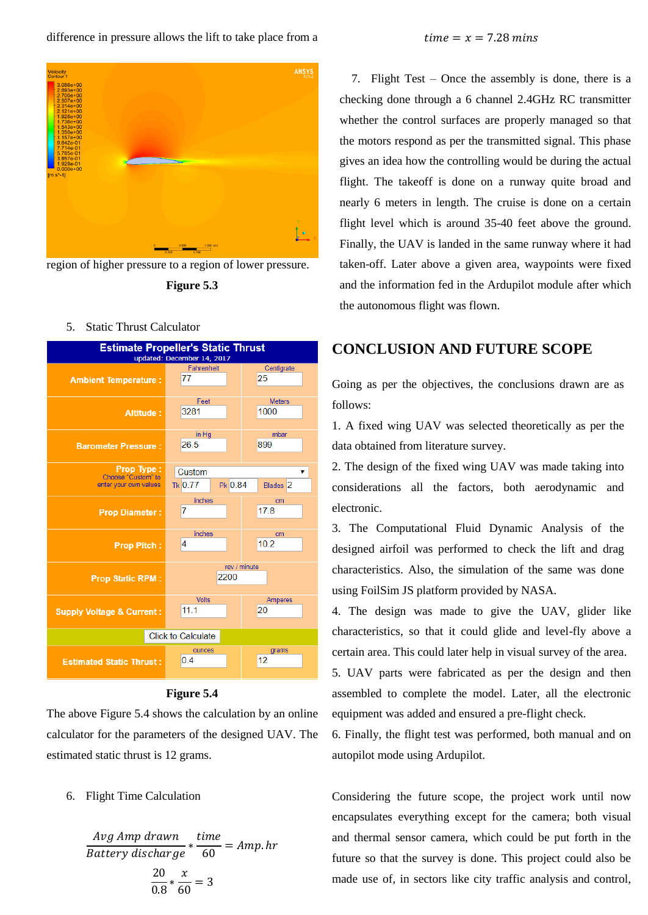difference in pressure allows the lift to take place from a region of higher pressure to a region of lower pressure.

**Figure 5.3**

5. Static Thrust Calculator

| Estimate Propeller's Static Thrust (updated: December 14, 2017) | | |
|---|---|---|
| Ambient Temperature : | Fahrenheit: 77 | Centigrate: 25 |
| Altitude : | Feet: 3281 | Meters: 1000 |
| Barometer Pressure : | in Hg: 26.5 | mbar: 899 |
| Prop Type : (Choose "Custom" to enter your own values) | Custom; Tk 0.77; Pk 0.84 | Blades 2 |
| Prop Diameter : | Inches: 7 | cm: 17.8 |
| Prop Pitch : | inches: 4 | cm: 10.2 |
| Prop Static RPM : | rev / minute: 2200 | |
| Supply Voltage & Current : | Volts: 11.1 | Amperes: 20 |
| | Click to Calculate | |
| Estimated Static Thrust : | ounces: 0.4 | grams: 12 |

**Figure 5.4**

The above Figure 5.4 shows the calculation by an online calculator for the parameters of the designed UAV. The estimated static thrust is 12 grams.

6. Flight Time Calculation

$$\frac{Avg\ Amp\ drawn}{Battery\ discharge} * \frac{time}{60} = Amp.hr$$

$$\frac{20}{0.8} * \frac{x}{60} = 3$$

$$time = x = 7.28\ mins$$

7. Flight Test – Once the assembly is done, there is a checking done through a 6 channel 2.4GHz RC transmitter whether the control surfaces are properly managed so that the motors respond as per the transmitted signal. This phase gives an idea how the controlling would be during the actual flight. The takeoff is done on a runway quite broad and nearly 6 meters in length. The cruise is done on a certain flight level which is around 35-40 feet above the ground. Finally, the UAV is landed in the same runway where it had taken-off. Later above a given area, waypoints were fixed and the information fed in the Ardupilot module after which the autonomous flight was flown.

## CONCLUSION AND FUTURE SCOPE

Going as per the objectives, the conclusions drawn are as follows:

1. A fixed wing UAV was selected theoretically as per the data obtained from literature survey.
2. The design of the fixed wing UAV was made taking into considerations all the factors, both aerodynamic and electronic.
3. The Computational Fluid Dynamic Analysis of the designed airfoil was performed to check the lift and drag characteristics. Also, the simulation of the same was done using FoilSim JS platform provided by NASA.
4. The design was made to give the UAV, glider like characteristics, so that it could glide and level-fly above a certain area. This could later help in visual survey of the area.
5. UAV parts were fabricated as per the design and then assembled to complete the model. Later, all the electronic equipment was added and ensured a pre-flight check.
6. Finally, the flight test was performed, both manual and on autopilot mode using Ardupilot.

Considering the future scope, the project work until now encapsulates everything except for the camera; both visual and thermal sensor camera, which could be put forth in the future so that the survey is done. This project could also be made use of, in sectors like city traffic analysis and control,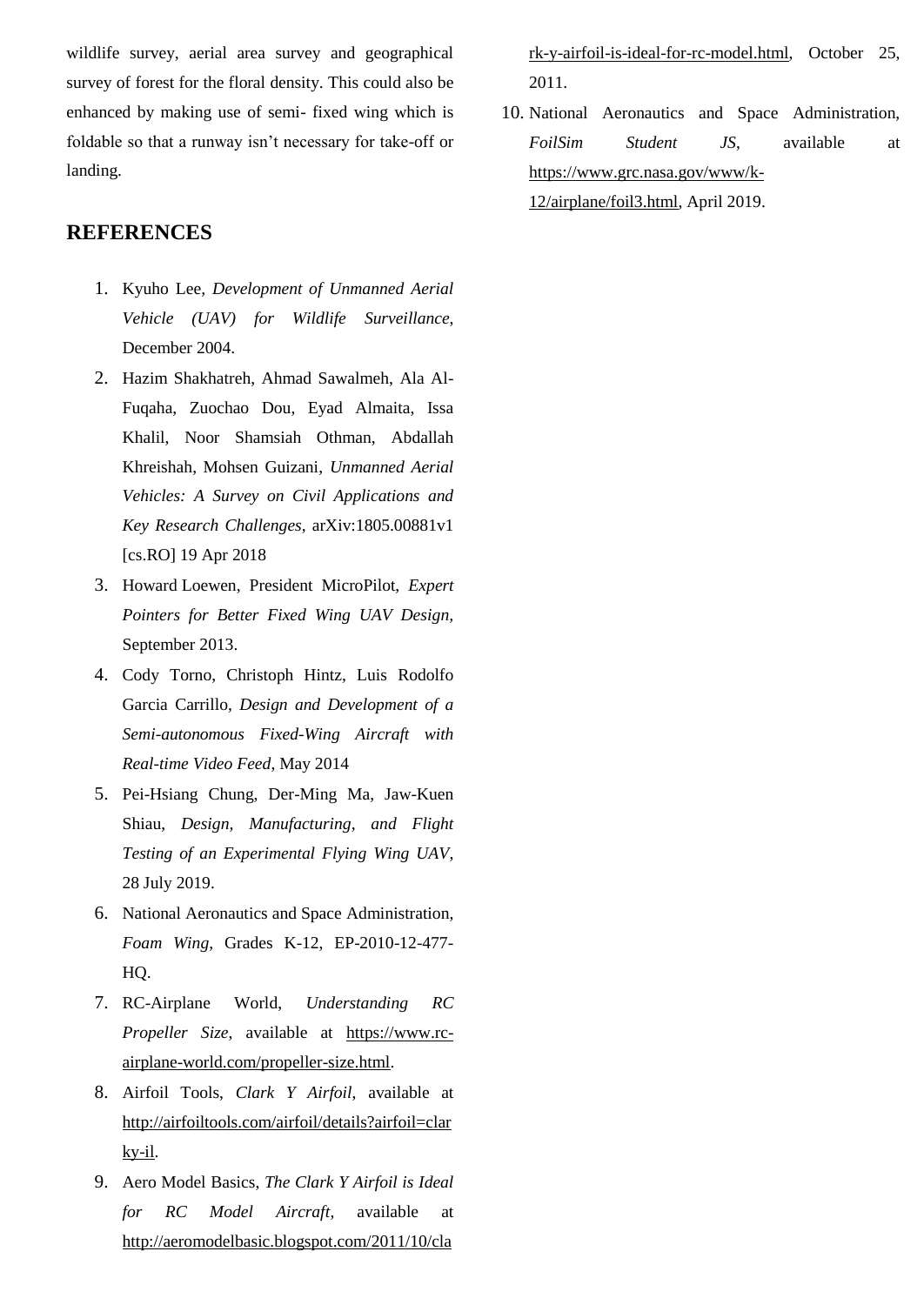wildlife survey, aerial area survey and geographical survey of forest for the floral density. This could also be enhanced by making use of semi- fixed wing which is foldable so that a runway isn't necessary for take-off or landing.

## REFERENCES

1. Kyuho Lee, *Development of Unmanned Aerial Vehicle (UAV) for Wildlife Surveillance*, December 2004.
2. Hazim Shakhatreh, Ahmad Sawalmeh, Ala Al-Fuqaha, Zuochao Dou, Eyad Almaita, Issa Khalil, Noor Shamsiah Othman, Abdallah Khreishah, Mohsen Guizani, *Unmanned Aerial Vehicles: A Survey on Civil Applications and Key Research Challenges*, arXiv:1805.00881v1 [cs.RO] 19 Apr 2018
3. Howard Loewen, President MicroPilot, *Expert Pointers for Better Fixed Wing UAV Design*, September 2013.
4. Cody Torno, Christoph Hintz, Luis Rodolfo Garcia Carrillo, *Design and Development of a Semi-autonomous Fixed-Wing Aircraft with Real-time Video Feed*, May 2014
5. Pei-Hsiang Chung, Der-Ming Ma, Jaw-Kuen Shiau, *Design, Manufacturing, and Flight Testing of an Experimental Flying Wing UAV*, 28 July 2019.
6. National Aeronautics and Space Administration, *Foam Wing*, Grades K-12, EP-2010-12-477-HQ.
7. RC-Airplane World, *Understanding RC Propeller Size*, available at https://www.rc-airplane-world.com/propeller-size.html.
8. Airfoil Tools, *Clark Y Airfoil*, available at http://airfoiltools.com/airfoil/details?airfoil=clarky-il.
9. Aero Model Basics, *The Clark Y Airfoil is Ideal for RC Model Aircraft*, available at http://aeromodelbasic.blogspot.com/2011/10/clark-y-airfoil-is-ideal-for-rc-model.html, October 25, 2011.
10. National Aeronautics and Space Administration, *FoilSim Student JS*, available at https://www.grc.nasa.gov/www/k-12/airplane/foil3.html, April 2019.